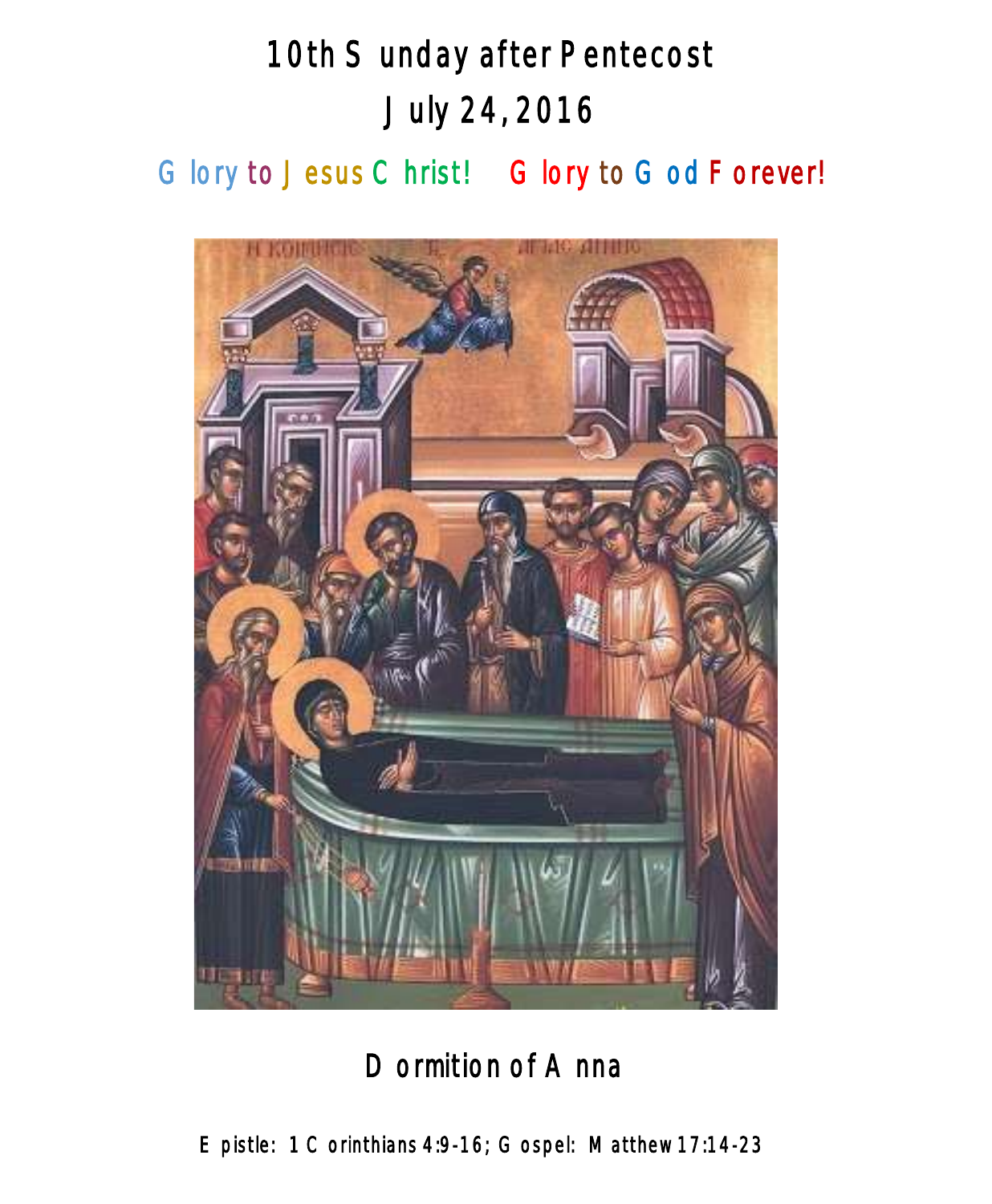# 10th Sunday after Pentecost

# July 24, 2016

Glory to Jesus Christ! Glory to God Forever!

Dormition of Anna

Epistle: 1 Corinthians 4:9-16; Gospel: Matthew 17:14-23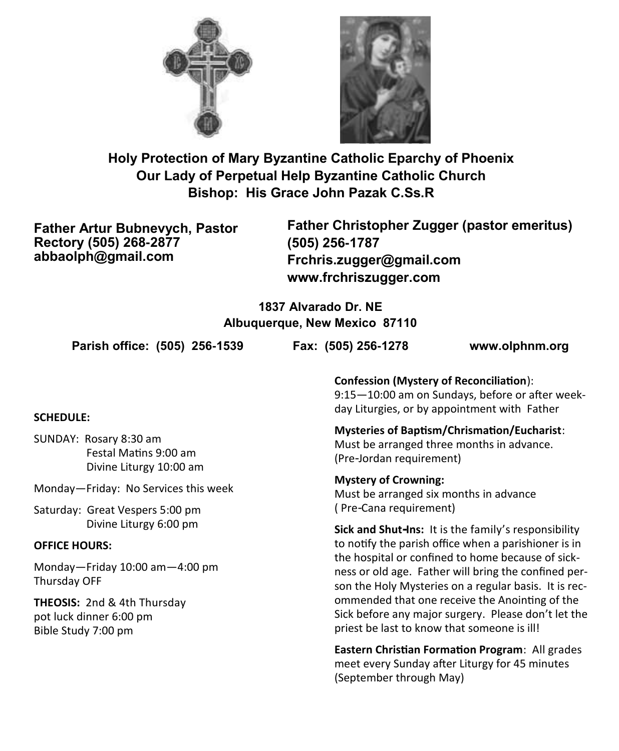**Holy Protection of Mary Byzantine Catholic Eparchy of Phoenix**
**Our Lady of Perpetual Help Byzantine Catholic Church**
**Bishop: His Grace John Pazak C.Ss.R**

**Father Artur Bubnevych, Pastor**
**Rectory (505) 268-2877**
**abbaolph@gmail.com**

**Father Christopher Zugger (pastor emeritus)**
**(505) 256-1787**
**Frchris.zugger@gmail.com**
**www.frchriszugger.com**

**1837 Alvarado Dr. NE**
**Albuquerque, New Mexico 87110**

**Parish office: (505) 256-1539** **Fax: (505) 256-1278** **www.olphnm.org**

**SCHEDULE:**

SUNDAY: Rosary 8:30 am
Festal Matins 9:00 am
Divine Liturgy 10:00 am

Monday—Friday: No Services this week

Saturday: Great Vespers 5:00 pm
Divine Liturgy 6:00 pm

**OFFICE HOURS:**

Monday—Friday 10:00 am—4:00 pm
Thursday OFF

**THEOSIS:** 2nd & 4th Thursday
pot luck dinner 6:00 pm
Bible Study 7:00 pm

**Confession (Mystery of Reconciliation)**:
9:15—10:00 am on Sundays, before or after weekday Liturgies, or by appointment with Father

**Mysteries of Baptism/Chrismation/Eucharist**:
Must be arranged three months in advance. (Pre-Jordan requirement)

**Mystery of Crowning:**
Must be arranged six months in advance ( Pre-Cana requirement)

**Sick and Shut-Ins:** It is the family's responsibility to notify the parish office when a parishioner is in the hospital or confined to home because of sickness or old age. Father will bring the confined person the Holy Mysteries on a regular basis. It is recommended that one receive the Anointing of the Sick before any major surgery. Please don't let the priest be last to know that someone is ill!

**Eastern Christian Formation Program**: All grades meet every Sunday after Liturgy for 45 minutes (September through May)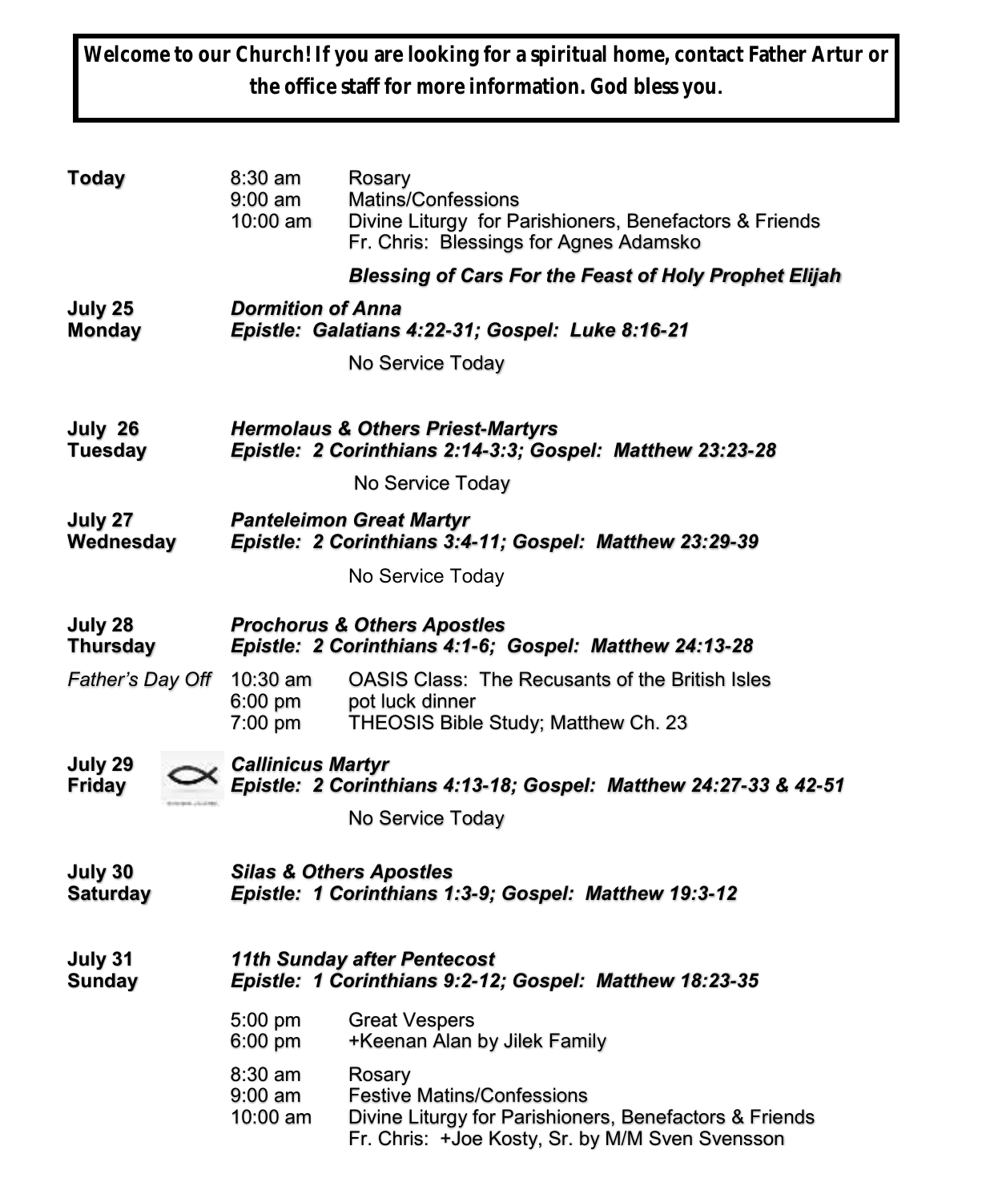**Welcome to our Church! If you are looking for a spiritual home, contact Father Artur or the office staff for more information. God bless you.**

| | | |
|---|---|---|
| **Today** | 8:30 am | Rosary |
| | 9:00 am | Matins/Confessions |
| | 10:00 am | Divine Liturgy for Parishioners, Benefactors & Friends<br>Fr. Chris: Blessings for Agnes Adamsko |
| | | ***Blessing of Cars For the Feast of Holy Prophet Elijah*** |
| **July 25**<br>**Monday** | ***Dormition of Anna***<br>***Epistle: Galatians 4:22-31; Gospel: Luke 8:16-21*** | |
| | | No Service Today |
| **July 26**<br>**Tuesday** | ***Hermolaus & Others Priest-Martyrs***<br>***Epistle: 2 Corinthians 2:14-3:3; Gospel: Matthew 23:23-28*** | |
| | | No Service Today |
| **July 27**<br>**Wednesday** | ***Panteleimon Great Martyr***<br>***Epistle: 2 Corinthians 3:4-11; Gospel: Matthew 23:29-39*** | |
| | | No Service Today |
| **July 28**<br>**Thursday** | ***Prochorus & Others Apostles***<br>***Epistle: 2 Corinthians 4:1-6; Gospel: Matthew 24:13-28*** | |
| *Father's Day Off* | 10:30 am | OASIS Class: The Recusants of the British Isles |
| | 6:00 pm | pot luck dinner |
| | 7:00 pm | THEOSIS Bible Study; Matthew Ch. 23 |
| **July 29**<br>**Friday** | ***Callinicus Martyr***<br>***Epistle: 2 Corinthians 4:13-18; Gospel: Matthew 24:27-33 & 42-51*** | |
| | | No Service Today |
| **July 30**<br>**Saturday** | ***Silas & Others Apostles***<br>***Epistle: 1 Corinthians 1:3-9; Gospel: Matthew 19:3-12*** | |
| **July 31**<br>**Sunday** | ***11th Sunday after Pentecost***<br>***Epistle: 1 Corinthians 9:2-12; Gospel: Matthew 18:23-35*** | |
| | 5:00 pm | Great Vespers |
| | 6:00 pm | +Keenan Alan by Jilek Family |
| | 8:30 am | Rosary |
| | 9:00 am | Festive Matins/Confessions |
| | 10:00 am | Divine Liturgy for Parishioners, Benefactors & Friends<br>Fr. Chris: +Joe Kosty, Sr. by M/M Sven Svensson |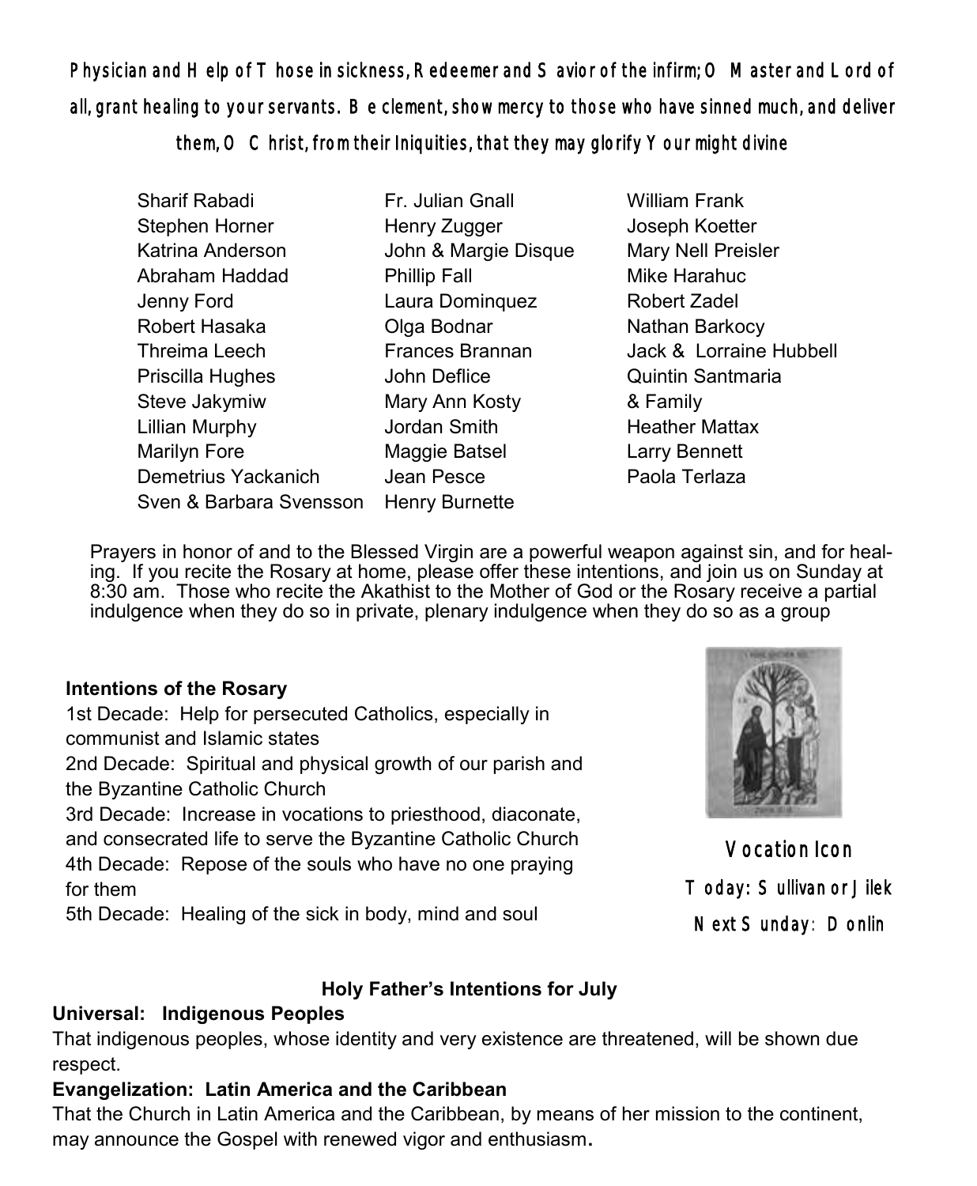**Physician and Help of Those in sickness, Redeemer and Savior of the infirm; O Master and Lord of all, grant healing to your servants. Be clement, show mercy to those who have sinned much, and deliver them, O Christ, from their Iniquities, that they may glorify Your might divine**

Sharif Rabadi
Stephen Horner
Katrina Anderson
Abraham Haddad
Jenny Ford
Robert Hasaka
Threima Leech
Priscilla Hughes
Steve Jakymiw
Lillian Murphy
Marilyn Fore
Demetrius Yackanich
Sven & Barbara Svensson
Fr. Julian Gnall
Henry Zugger
John & Margie Disque
Phillip Fall
Laura Dominquez
Olga Bodnar
Frances Brannan
John Deflice
Mary Ann Kosty
Jordan Smith
Maggie Batsel
Jean Pesce
Henry Burnette
William Frank
Joseph Koetter
Mary Nell Preisler
Mike Harahuc
Robert Zadel
Nathan Barkocy
Jack & Lorraine Hubbell
Quintin Santmaria & Family
Heather Mattax
Larry Bennett
Paola Terlaza

Prayers in honor of and to the Blessed Virgin are a powerful weapon against sin, and for healing. If you recite the Rosary at home, please offer these intentions, and join us on Sunday at 8:30 am. Those who recite the Akathist to the Mother of God or the Rosary receive a partial indulgence when they do so in private, plenary indulgence when they do so as a group

**Intentions of the Rosary**

1st Decade: Help for persecuted Catholics, especially in communist and Islamic states
2nd Decade: Spiritual and physical growth of our parish and the Byzantine Catholic Church
3rd Decade: Increase in vocations to priesthood, diaconate, and consecrated life to serve the Byzantine Catholic Church
4th Decade: Repose of the souls who have no one praying for them
5th Decade: Healing of the sick in body, mind and soul

**Vocation Icon**
Today: Sullivan or Jilek
Next Sunday: Donlin

**Holy Father's Intentions for July**

**Universal: Indigenous Peoples**
That indigenous peoples, whose identity and very existence are threatened, will be shown due respect.

**Evangelization: Latin America and the Caribbean**
That the Church in Latin America and the Caribbean, by means of her mission to the continent, may announce the Gospel with renewed vigor and enthusiasm.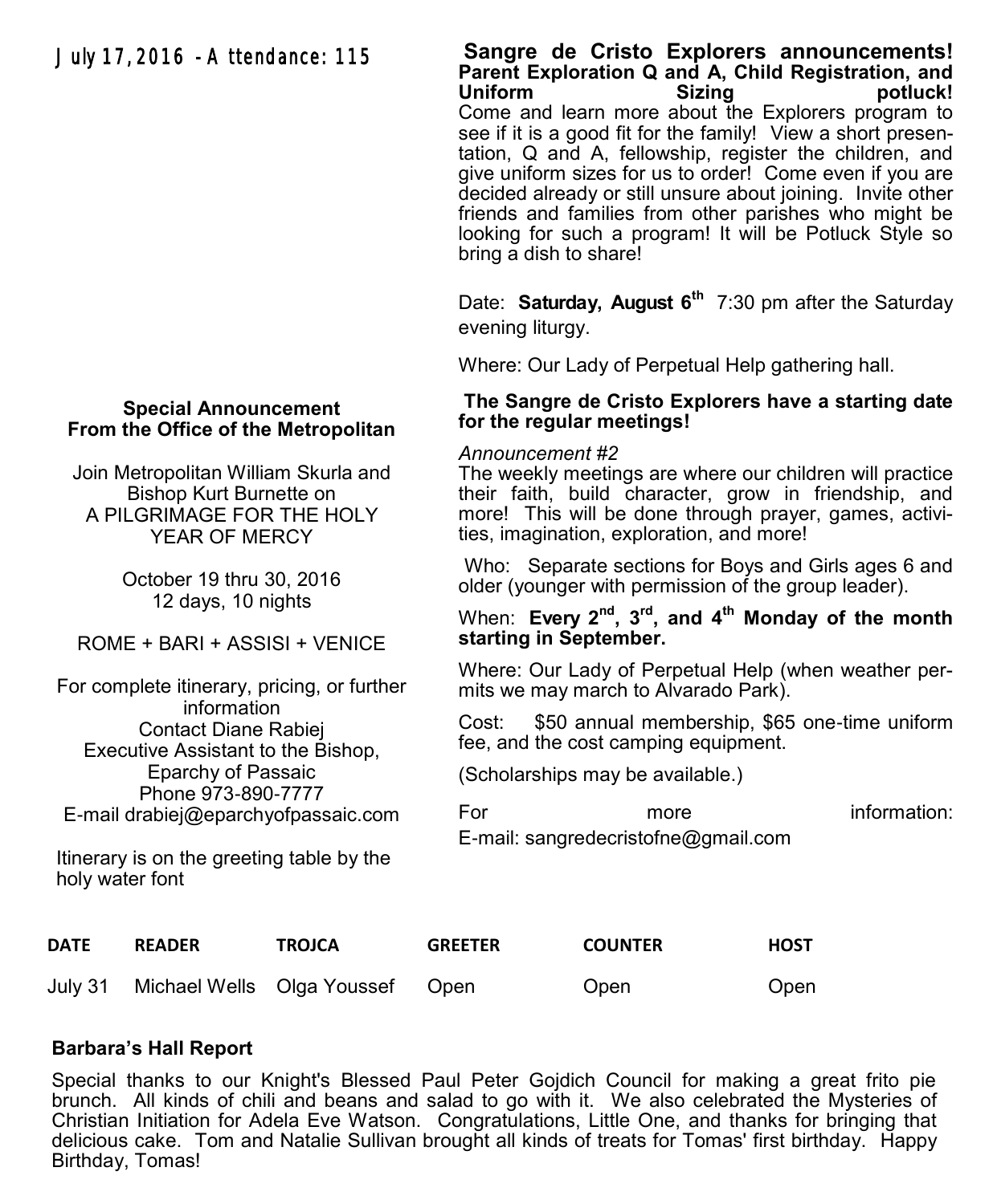July 17, 2016 - Attendance: 115

**Special Announcement**
**From the Office of the Metropolitan**

Join Metropolitan William Skurla and Bishop Kurt Burnette on A PILGRIMAGE FOR THE HOLY YEAR OF MERCY

October 19 thru 30, 2016
12 days, 10 nights

ROME + BARI + ASSISI + VENICE

For complete itinerary, pricing, or further information
Contact Diane Rabiej
Executive Assistant to the Bishop,
Eparchy of Passaic
Phone 973-890-7777
E-mail drabiej@eparchyofpassaic.com

Itinerary is on the greeting table by the holy water font

**Sangre de Cristo Explorers announcements!**
**Parent Exploration Q and A, Child Registration, and Uniform Sizing potluck!**
Come and learn more about the Explorers program to see if it is a good fit for the family! View a short presentation, Q and A, fellowship, register the children, and give uniform sizes for us to order! Come even if you are decided already or still unsure about joining. Invite other friends and families from other parishes who might be looking for such a program! It will be Potluck Style so bring a dish to share!

Date: **Saturday, August 6th** 7:30 pm after the Saturday evening liturgy.

Where: Our Lady of Perpetual Help gathering hall.

**The Sangre de Cristo Explorers have a starting date for the regular meetings!**

*Announcement #2*
The weekly meetings are where our children will practice their faith, build character, grow in friendship, and more! This will be done through prayer, games, activities, imagination, exploration, and more!

Who: Separate sections for Boys and Girls ages 6 and older (younger with permission of the group leader).

When: **Every 2nd, 3rd, and 4th Monday of the month starting in September.**

Where: Our Lady of Perpetual Help (when weather permits we may march to Alvarado Park).

Cost: $50 annual membership, $65 one-time uniform fee, and the cost camping equipment.

(Scholarships may be available.)

For more information:
E-mail: sangredecristofne@gmail.com

| DATE | READER | TROJCA | GREETER | COUNTER | HOST |
|---|---|---|---|---|---|
| July 31 | Michael Wells | Olga Youssef | Open | Open | Open |

**Barbara's Hall Report**

Special thanks to our Knight's Blessed Paul Peter Gojdich Council for making a great frito pie brunch. All kinds of chili and beans and salad to go with it. We also celebrated the Mysteries of Christian Initiation for Adela Eve Watson. Congratulations, Little One, and thanks for bringing that delicious cake. Tom and Natalie Sullivan brought all kinds of treats for Tomas' first birthday. Happy Birthday, Tomas!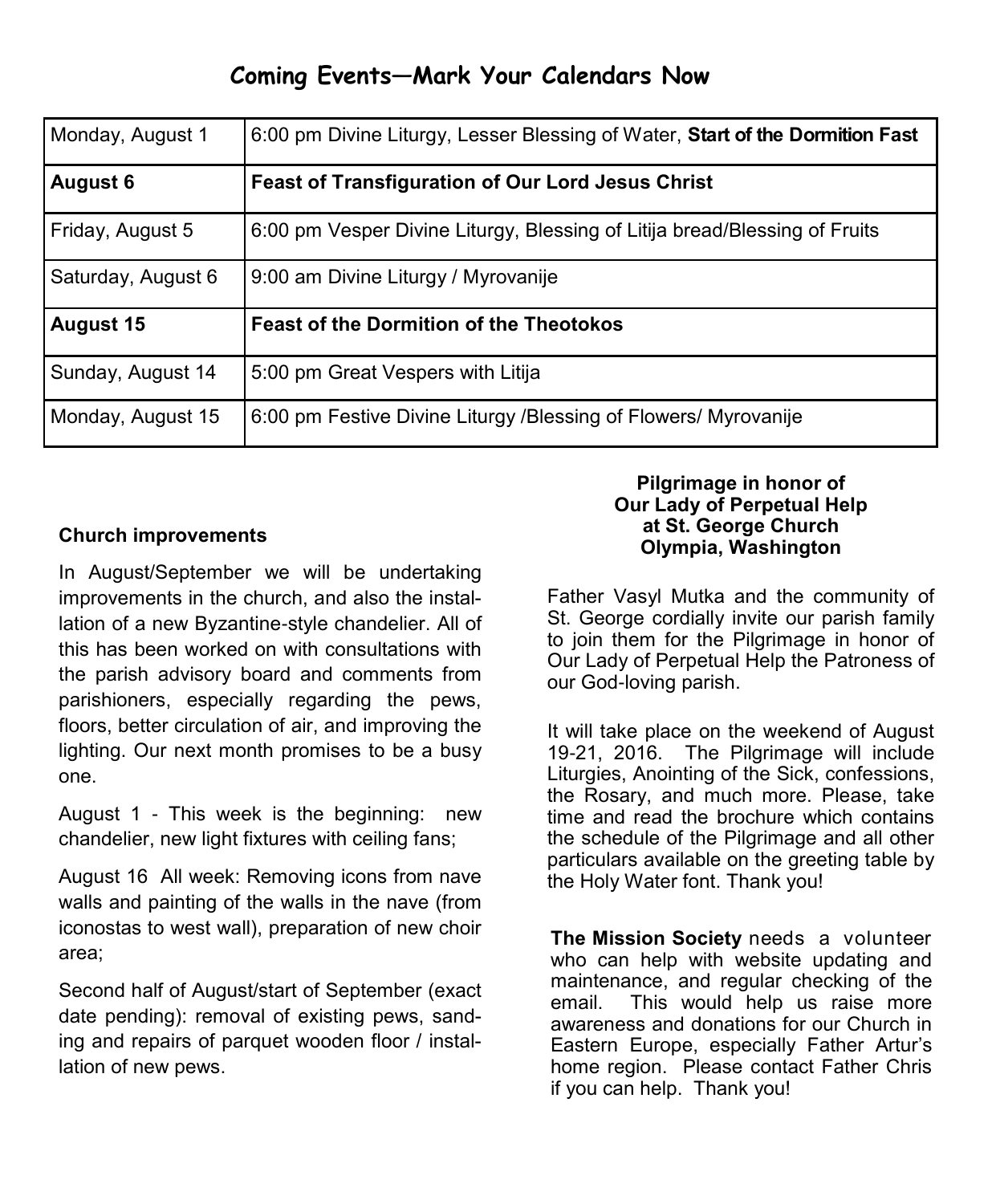## Coming Events—Mark Your Calendars Now

| | |
|---|---|
| Monday, August 1 | 6:00 pm Divine Liturgy, Lesser Blessing of Water, **Start of the Dormition Fast** |
| **August 6** | **Feast of Transfiguration of Our Lord Jesus Christ** |
| Friday, August 5 | 6:00 pm Vesper Divine Liturgy, Blessing of Litija bread/Blessing of Fruits |
| Saturday, August 6 | 9:00 am Divine Liturgy / Myrovanije |
| **August 15** | **Feast of the Dormition of the Theotokos** |
| Sunday, August 14 | 5:00 pm Great Vespers with Litija |
| Monday, August 15 | 6:00 pm Festive Divine Liturgy /Blessing of Flowers/ Myrovanije |

### Church improvements

In August/September we will be undertaking improvements in the church, and also the installation of a new Byzantine-style chandelier. All of this has been worked on with consultations with the parish advisory board and comments from parishioners, especially regarding the pews, floors, better circulation of air, and improving the lighting. Our next month promises to be a busy one.

August 1 - This week is the beginning: new chandelier, new light fixtures with ceiling fans;

August 16 All week: Removing icons from nave walls and painting of the walls in the nave (from iconostas to west wall), preparation of new choir area;

Second half of August/start of September (exact date pending): removal of existing pews, sanding and repairs of parquet wooden floor / installation of new pews.

### Pilgrimage in honor of Our Lady of Perpetual Help at St. George Church Olympia, Washington

Father Vasyl Mutka and the community of St. George cordially invite our parish family to join them for the Pilgrimage in honor of Our Lady of Perpetual Help the Patroness of our God-loving parish.

It will take place on the weekend of August 19-21, 2016. The Pilgrimage will include Liturgies, Anointing of the Sick, confessions, the Rosary, and much more. Please, take time and read the brochure which contains the schedule of the Pilgrimage and all other particulars available on the greeting table by the Holy Water font. Thank you!

**The Mission Society** needs a volunteer who can help with website updating and maintenance, and regular checking of the email. This would help us raise more awareness and donations for our Church in Eastern Europe, especially Father Artur's home region. Please contact Father Chris if you can help. Thank you!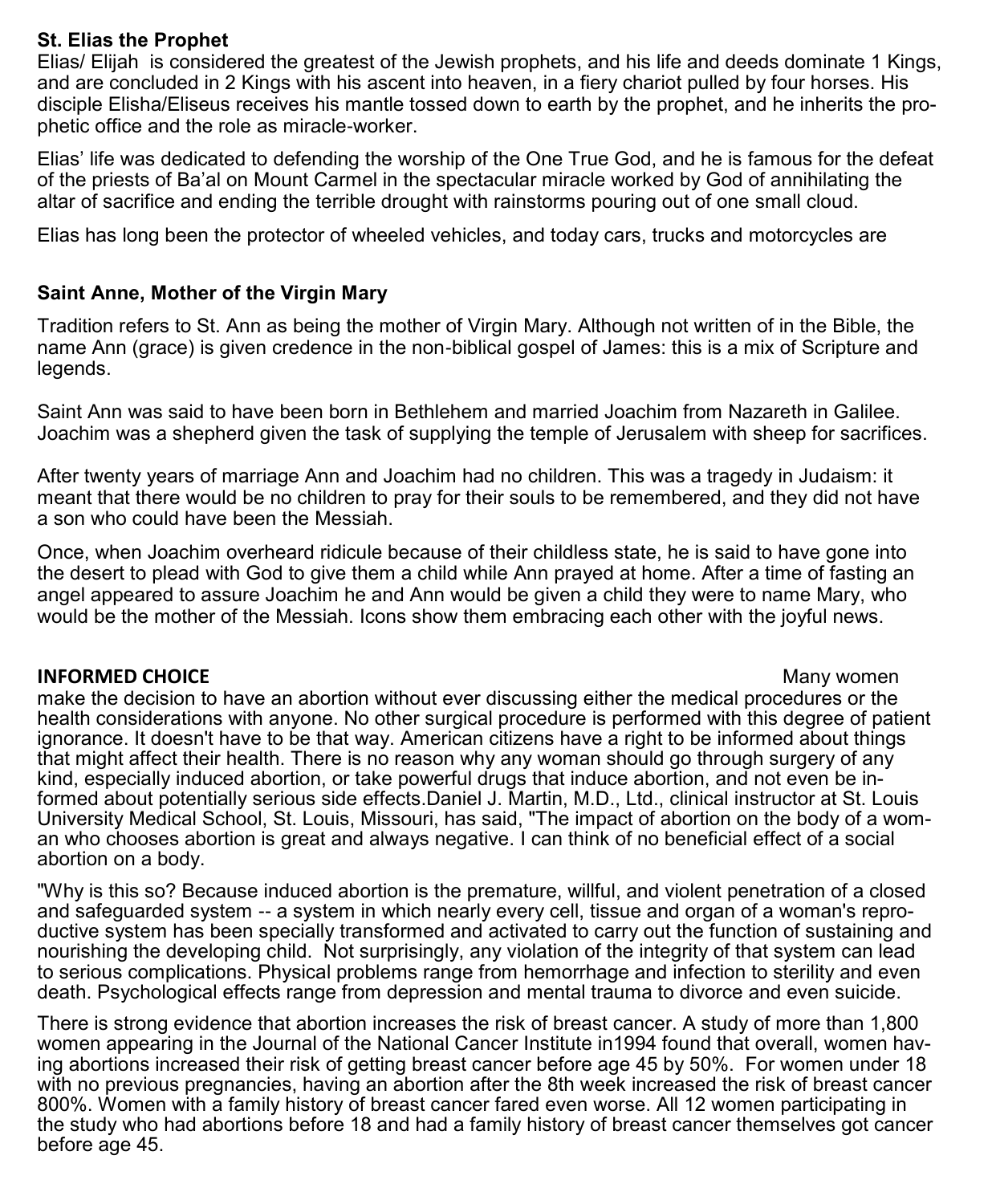**St. Elias the Prophet**

Elias/ Elijah is considered the greatest of the Jewish prophets, and his life and deeds dominate 1 Kings, and are concluded in 2 Kings with his ascent into heaven, in a fiery chariot pulled by four horses. His disciple Elisha/Eliseus receives his mantle tossed down to earth by the prophet, and he inherits the prophetic office and the role as miracle-worker.

Elias' life was dedicated to defending the worship of the One True God, and he is famous for the defeat of the priests of Ba'al on Mount Carmel in the spectacular miracle worked by God of annihilating the altar of sacrifice and ending the terrible drought with rainstorms pouring out of one small cloud.

Elias has long been the protector of wheeled vehicles, and today cars, trucks and motorcycles are

**Saint Anne, Mother of the Virgin Mary**

Tradition refers to St. Ann as being the mother of Virgin Mary. Although not written of in the Bible, the name Ann (grace) is given credence in the non-biblical gospel of James: this is a mix of Scripture and legends.

Saint Ann was said to have been born in Bethlehem and married Joachim from Nazareth in Galilee. Joachim was a shepherd given the task of supplying the temple of Jerusalem with sheep for sacrifices.

After twenty years of marriage Ann and Joachim had no children. This was a tragedy in Judaism: it meant that there would be no children to pray for their souls to be remembered, and they did not have a son who could have been the Messiah.

Once, when Joachim overheard ridicule because of their childless state, he is said to have gone into the desert to plead with God to give them a child while Ann prayed at home. After a time of fasting an angel appeared to assure Joachim he and Ann would be given a child they were to name Mary, who would be the mother of the Messiah. Icons show them embracing each other with the joyful news.

**INFORMED CHOICE**

Many women make the decision to have an abortion without ever discussing either the medical procedures or the health considerations with anyone. No other surgical procedure is performed with this degree of patient ignorance. It doesn't have to be that way. American citizens have a right to be informed about things that might affect their health. There is no reason why any woman should go through surgery of any kind, especially induced abortion, or take powerful drugs that induce abortion, and not even be informed about potentially serious side effects.Daniel J. Martin, M.D., Ltd., clinical instructor at St. Louis University Medical School, St. Louis, Missouri, has said, "The impact of abortion on the body of a woman who chooses abortion is great and always negative. I can think of no beneficial effect of a social abortion on a body.

"Why is this so? Because induced abortion is the premature, willful, and violent penetration of a closed and safeguarded system -- a system in which nearly every cell, tissue and organ of a woman's reproductive system has been specially transformed and activated to carry out the function of sustaining and nourishing the developing child. Not surprisingly, any violation of the integrity of that system can lead to serious complications. Physical problems range from hemorrhage and infection to sterility and even death. Psychological effects range from depression and mental trauma to divorce and even suicide.

There is strong evidence that abortion increases the risk of breast cancer. A study of more than 1,800 women appearing in the Journal of the National Cancer Institute in1994 found that overall, women having abortions increased their risk of getting breast cancer before age 45 by 50%. For women under 18 with no previous pregnancies, having an abortion after the 8th week increased the risk of breast cancer 800%. Women with a family history of breast cancer fared even worse. All 12 women participating in the study who had abortions before 18 and had a family history of breast cancer themselves got cancer before age 45.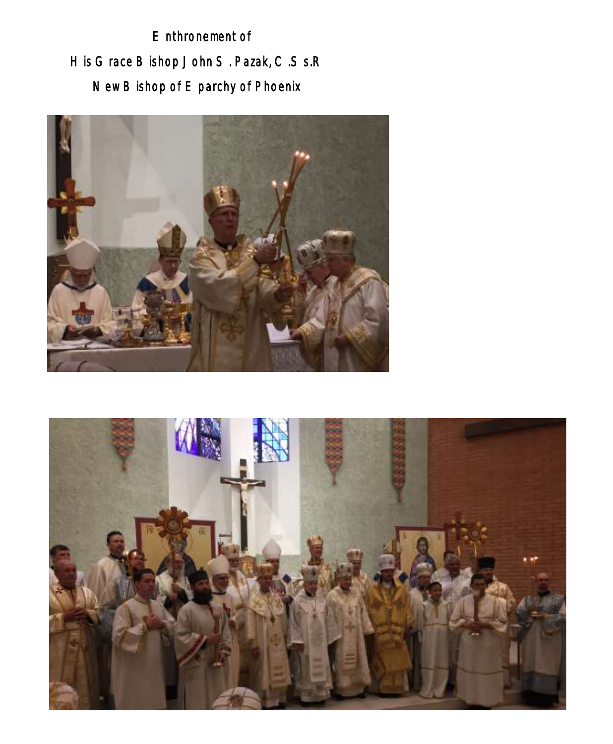Enthronement of

His Grace Bishop John S. Pazak, C.Ss.R

New Bishop of Eparchy of Phoenix